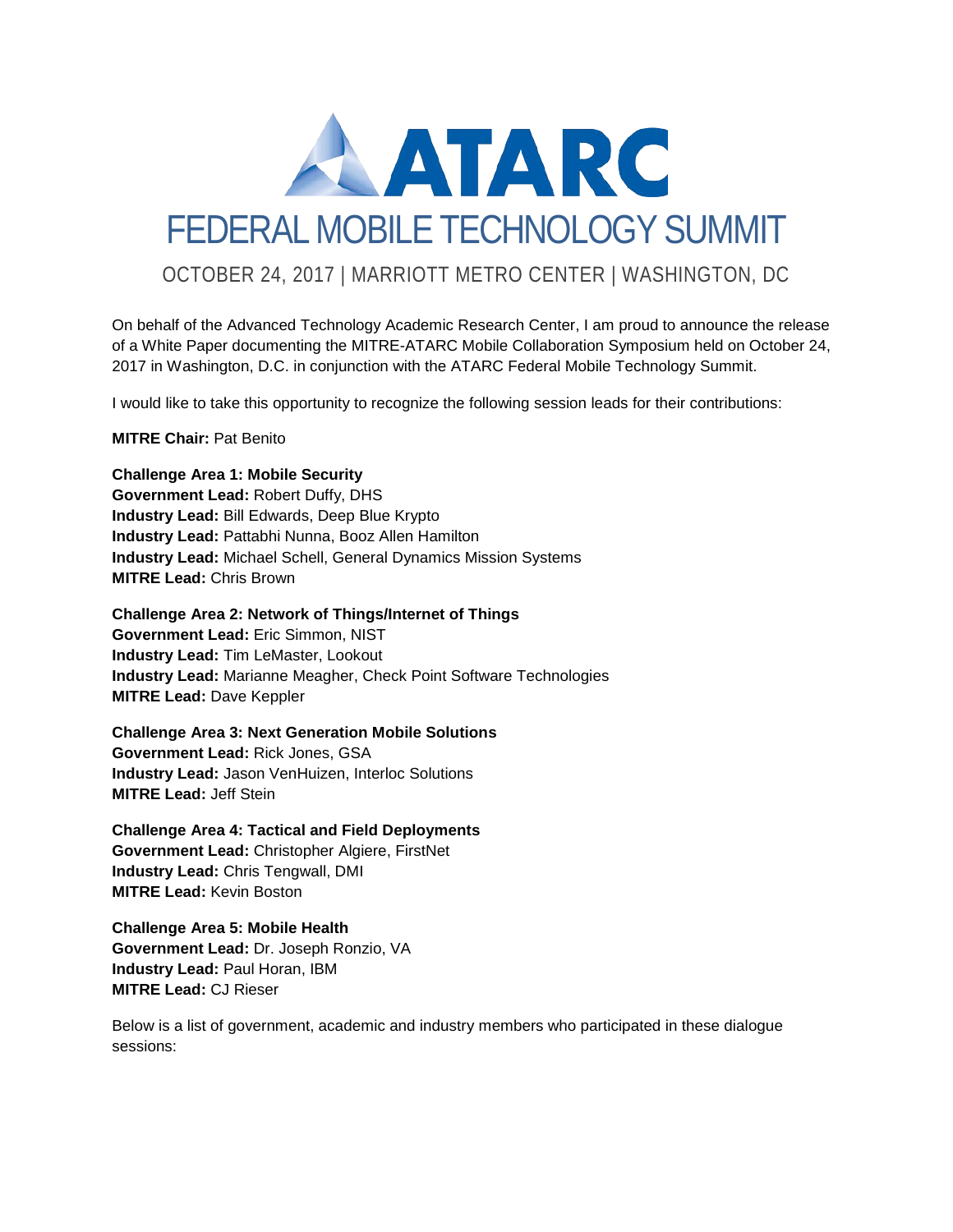# ATARC

# FEDERAL MOBILE TECHNOLOGY SUMMIT

## OCTOBER 24, 2017 | MARRIOTT METRO CENTER | WASHINGTON, DC

On behalf of the Advanced Technology Academic Research Center, I am proud to announce the release of a White Paper documenting the MITRE-ATARC Mobile Collaboration Symposium held on October 24, 2017 in Washington, D.C. in conjunction with the ATARC Federal Mobile Technology Summit.

I would like to take this opportunity to recognize the following session leads for their contributions:

**MITRE Chair:** Pat Benito

**Challenge Area 1: Mobile Security**
**Government Lead:** Robert Duffy, DHS
**Industry Lead:** Bill Edwards, Deep Blue Krypto
**Industry Lead:** Pattabhi Nunna, Booz Allen Hamilton
**Industry Lead:** Michael Schell, General Dynamics Mission Systems
**MITRE Lead:** Chris Brown

**Challenge Area 2: Network of Things/Internet of Things**
**Government Lead:** Eric Simmon, NIST
**Industry Lead:** Tim LeMaster, Lookout
**Industry Lead:** Marianne Meagher, Check Point Software Technologies
**MITRE Lead:** Dave Keppler

**Challenge Area 3: Next Generation Mobile Solutions**
**Government Lead:** Rick Jones, GSA
**Industry Lead:** Jason VenHuizen, Interloc Solutions
**MITRE Lead:** Jeff Stein

**Challenge Area 4: Tactical and Field Deployments**
**Government Lead:** Christopher Algiere, FirstNet
**Industry Lead:** Chris Tengwall, DMI
**MITRE Lead:** Kevin Boston

**Challenge Area 5: Mobile Health**
**Government Lead:** Dr. Joseph Ronzio, VA
**Industry Lead:** Paul Horan, IBM
**MITRE Lead:** CJ Rieser

Below is a list of government, academic and industry members who participated in these dialogue sessions: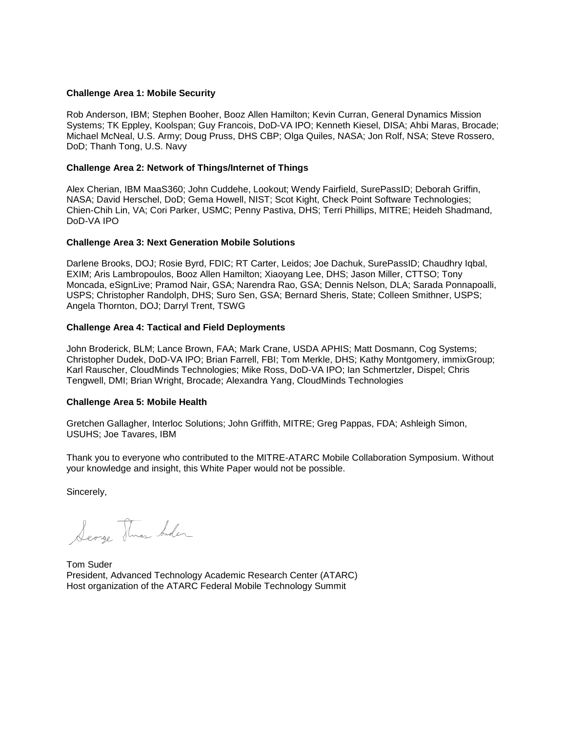**Challenge Area 1: Mobile Security**

Rob Anderson, IBM; Stephen Booher, Booz Allen Hamilton; Kevin Curran, General Dynamics Mission Systems; TK Eppley, Koolspan; Guy Francois, DoD-VA IPO; Kenneth Kiesel, DISA; Ahbi Maras, Brocade; Michael McNeal, U.S. Army; Doug Pruss, DHS CBP; Olga Quiles, NASA; Jon Rolf, NSA; Steve Rossero, DoD; Thanh Tong, U.S. Navy

**Challenge Area 2: Network of Things/Internet of Things**

Alex Cherian, IBM MaaS360; John Cuddehe, Lookout; Wendy Fairfield, SurePassID; Deborah Griffin, NASA; David Herschel, DoD; Gema Howell, NIST; Scot Kight, Check Point Software Technologies; Chien-Chih Lin, VA; Cori Parker, USMC; Penny Pastiva, DHS; Terri Phillips, MITRE; Heideh Shadmand, DoD-VA IPO

**Challenge Area 3: Next Generation Mobile Solutions**

Darlene Brooks, DOJ; Rosie Byrd, FDIC; RT Carter, Leidos; Joe Dachuk, SurePassID; Chaudhry Iqbal, EXIM; Aris Lambropoulos, Booz Allen Hamilton; Xiaoyang Lee, DHS; Jason Miller, CTTSO; Tony Moncada, eSignLive; Pramod Nair, GSA; Narendra Rao, GSA; Dennis Nelson, DLA; Sarada Ponnapoalli, USPS; Christopher Randolph, DHS; Suro Sen, GSA; Bernard Sheris, State; Colleen Smithner, USPS; Angela Thornton, DOJ; Darryl Trent, TSWG

**Challenge Area 4: Tactical and Field Deployments**

John Broderick, BLM; Lance Brown, FAA; Mark Crane, USDA APHIS; Matt Dosmann, Cog Systems; Christopher Dudek, DoD-VA IPO; Brian Farrell, FBI; Tom Merkle, DHS; Kathy Montgomery, immixGroup; Karl Rauscher, CloudMinds Technologies; Mike Ross, DoD-VA IPO; Ian Schmertzler, Dispel; Chris Tengwell, DMI; Brian Wright, Brocade; Alexandra Yang, CloudMinds Technologies

**Challenge Area 5: Mobile Health**

Gretchen Gallagher, Interloc Solutions; John Griffith, MITRE; Greg Pappas, FDA; Ashleigh Simon, USUHS; Joe Tavares, IBM

Thank you to everyone who contributed to the MITRE-ATARC Mobile Collaboration Symposium. Without your knowledge and insight, this White Paper would not be possible.

Sincerely,

Tom Suder
President, Advanced Technology Academic Research Center (ATARC)
Host organization of the ATARC Federal Mobile Technology Summit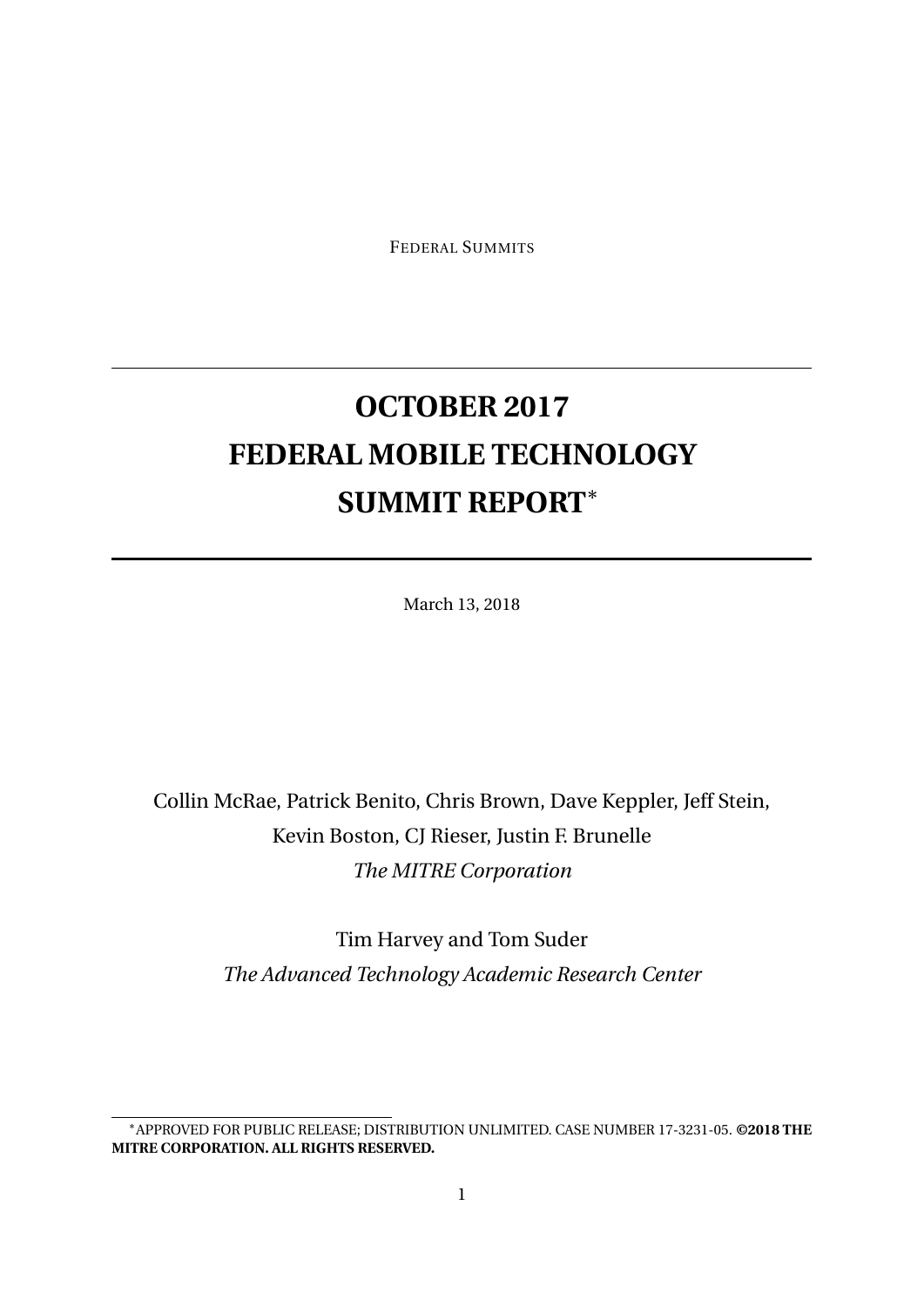FEDERAL SUMMITS

# OCTOBER 2017 FEDERAL MOBILE TECHNOLOGY SUMMIT REPORT*

March 13, 2018

Collin McRae, Patrick Benito, Chris Brown, Dave Keppler, Jeff Stein, Kevin Boston, CJ Rieser, Justin F. Brunelle
*The MITRE Corporation*

Tim Harvey and Tom Suder
*The Advanced Technology Academic Research Center*

*APPROVED FOR PUBLIC RELEASE; DISTRIBUTION UNLIMITED. CASE NUMBER 17-3231-05. **©2018 THE MITRE CORPORATION. ALL RIGHTS RESERVED.**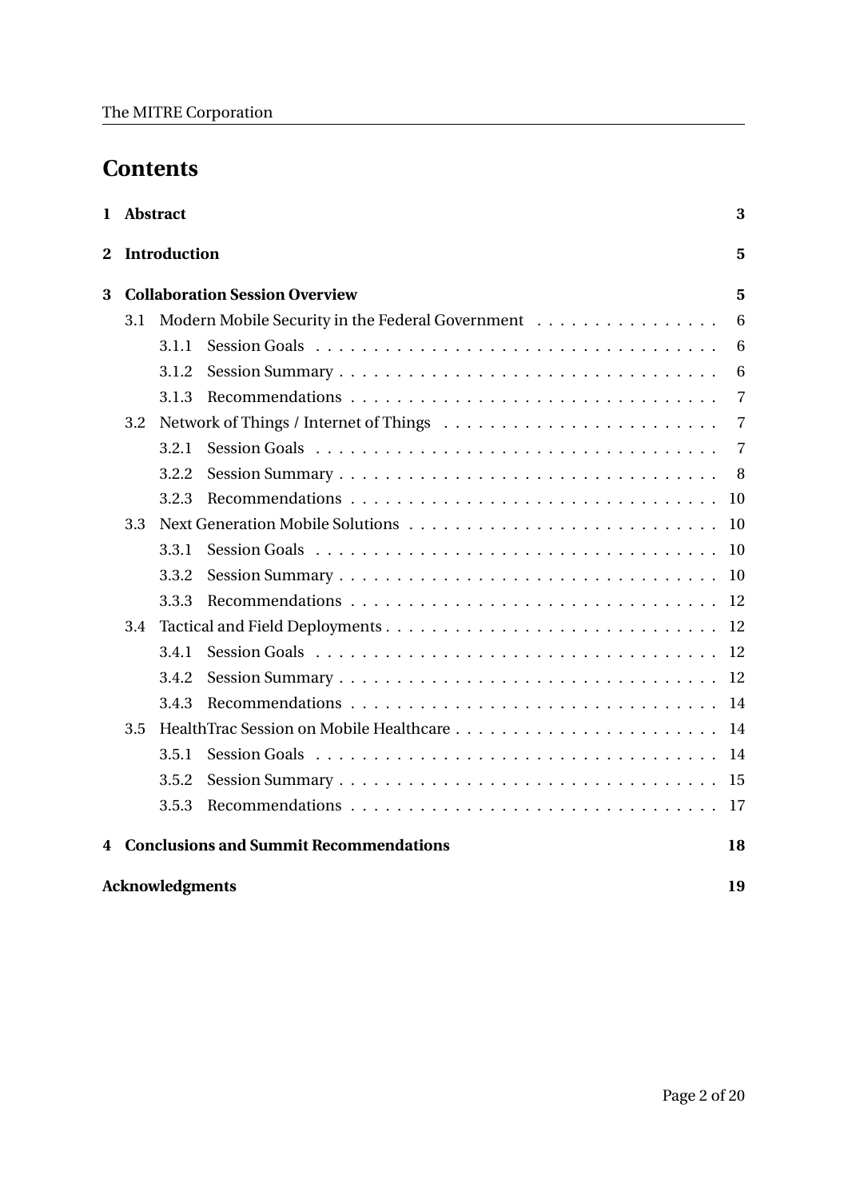# Contents

**1 Abstract** **3**

**2 Introduction** **5**

**3 Collaboration Session Overview** **5**

- 3.1 Modern Mobile Security in the Federal Government . . . . . . . . . . . . . . . . 6
  - 3.1.1 Session Goals . . . . . . . . . . . . . . . . . . . . . . . . . . . . . . . . . . 6
  - 3.1.2 Session Summary . . . . . . . . . . . . . . . . . . . . . . . . . . . . . . . . 6
  - 3.1.3 Recommendations . . . . . . . . . . . . . . . . . . . . . . . . . . . . . . . 7
- 3.2 Network of Things / Internet of Things . . . . . . . . . . . . . . . . . . . . . . . 7
  - 3.2.1 Session Goals . . . . . . . . . . . . . . . . . . . . . . . . . . . . . . . . . . 7
  - 3.2.2 Session Summary . . . . . . . . . . . . . . . . . . . . . . . . . . . . . . . . 8
  - 3.2.3 Recommendations . . . . . . . . . . . . . . . . . . . . . . . . . . . . . . . 10
- 3.3 Next Generation Mobile Solutions . . . . . . . . . . . . . . . . . . . . . . . . . . 10
  - 3.3.1 Session Goals . . . . . . . . . . . . . . . . . . . . . . . . . . . . . . . . . . 10
  - 3.3.2 Session Summary . . . . . . . . . . . . . . . . . . . . . . . . . . . . . . . . 10
  - 3.3.3 Recommendations . . . . . . . . . . . . . . . . . . . . . . . . . . . . . . . 12
- 3.4 Tactical and Field Deployments . . . . . . . . . . . . . . . . . . . . . . . . . . . . 12
  - 3.4.1 Session Goals . . . . . . . . . . . . . . . . . . . . . . . . . . . . . . . . . . 12
  - 3.4.2 Session Summary . . . . . . . . . . . . . . . . . . . . . . . . . . . . . . . . 12
  - 3.4.3 Recommendations . . . . . . . . . . . . . . . . . . . . . . . . . . . . . . . 14
- 3.5 HealthTrac Session on Mobile Healthcare . . . . . . . . . . . . . . . . . . . . . . 14
  - 3.5.1 Session Goals . . . . . . . . . . . . . . . . . . . . . . . . . . . . . . . . . . 14
  - 3.5.2 Session Summary . . . . . . . . . . . . . . . . . . . . . . . . . . . . . . . . 15
  - 3.5.3 Recommendations . . . . . . . . . . . . . . . . . . . . . . . . . . . . . . . 17

**4 Conclusions and Summit Recommendations** **18**

**Acknowledgments** **19**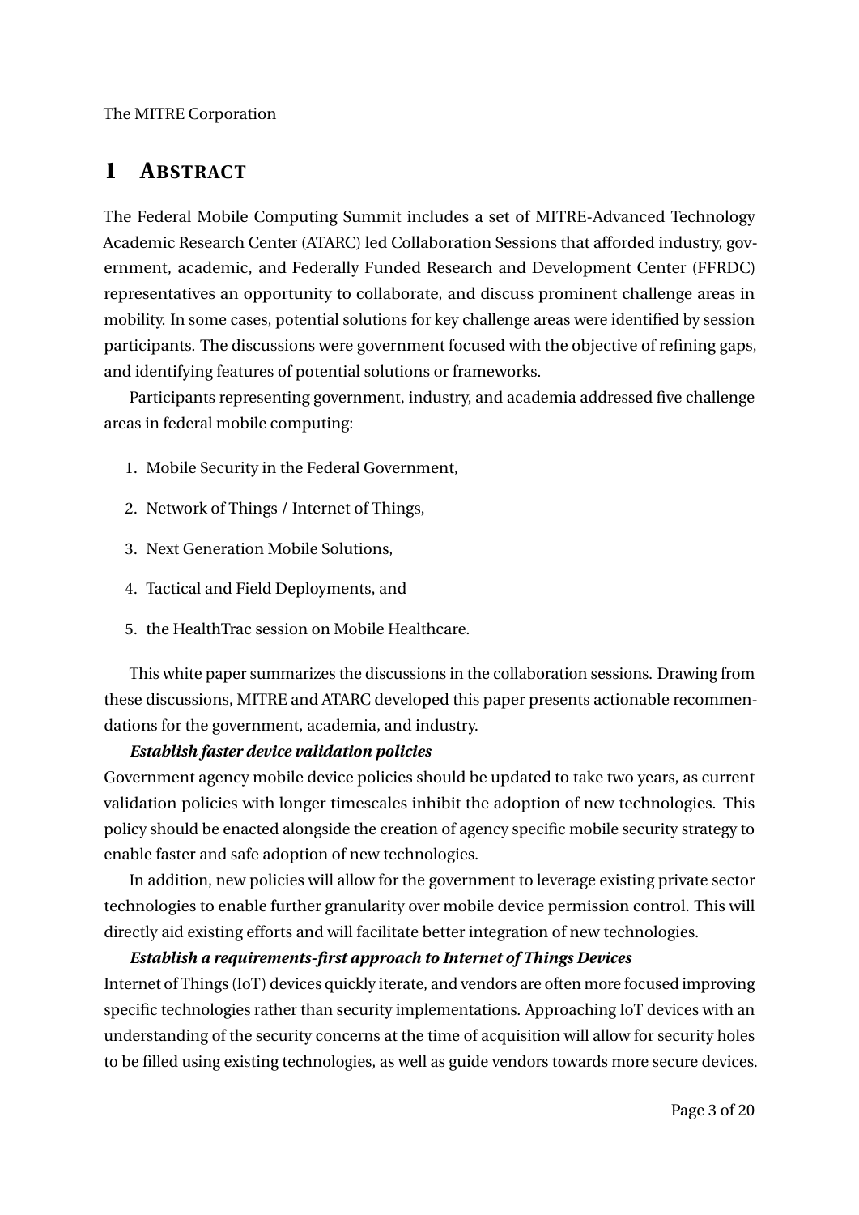# 1 ABSTRACT

The Federal Mobile Computing Summit includes a set of MITRE-Advanced Technology Academic Research Center (ATARC) led Collaboration Sessions that afforded industry, government, academic, and Federally Funded Research and Development Center (FFRDC) representatives an opportunity to collaborate, and discuss prominent challenge areas in mobility. In some cases, potential solutions for key challenge areas were identified by session participants. The discussions were government focused with the objective of refining gaps, and identifying features of potential solutions or frameworks.

Participants representing government, industry, and academia addressed five challenge areas in federal mobile computing:

1. Mobile Security in the Federal Government,
2. Network of Things / Internet of Things,
3. Next Generation Mobile Solutions,
4. Tactical and Field Deployments, and
5. the HealthTrac session on Mobile Healthcare.

This white paper summarizes the discussions in the collaboration sessions. Drawing from these discussions, MITRE and ATARC developed this paper presents actionable recommendations for the government, academia, and industry.

***Establish faster device validation policies***

Government agency mobile device policies should be updated to take two years, as current validation policies with longer timescales inhibit the adoption of new technologies. This policy should be enacted alongside the creation of agency specific mobile security strategy to enable faster and safe adoption of new technologies.

In addition, new policies will allow for the government to leverage existing private sector technologies to enable further granularity over mobile device permission control. This will directly aid existing efforts and will facilitate better integration of new technologies.

***Establish a requirements-first approach to Internet of Things Devices***

Internet of Things (IoT) devices quickly iterate, and vendors are often more focused improving specific technologies rather than security implementations. Approaching IoT devices with an understanding of the security concerns at the time of acquisition will allow for security holes to be filled using existing technologies, as well as guide vendors towards more secure devices.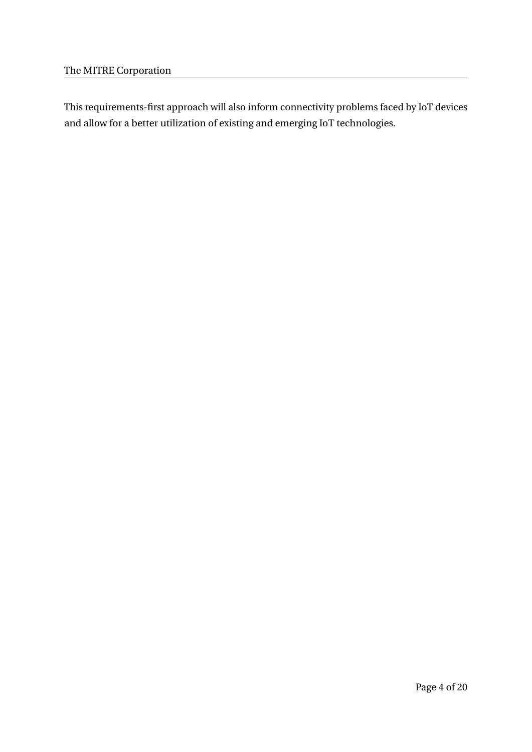This requirements-first approach will also inform connectivity problems faced by IoT devices and allow for a better utilization of existing and emerging IoT technologies.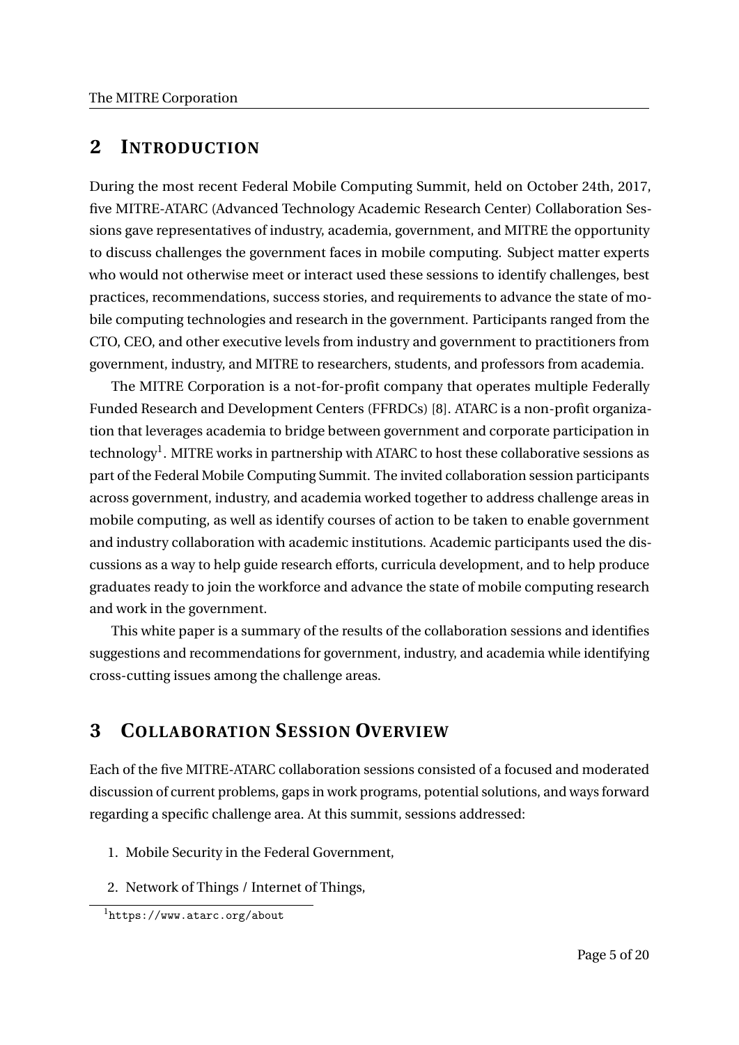# 2 INTRODUCTION

During the most recent Federal Mobile Computing Summit, held on October 24th, 2017, five MITRE-ATARC (Advanced Technology Academic Research Center) Collaboration Sessions gave representatives of industry, academia, government, and MITRE the opportunity to discuss challenges the government faces in mobile computing. Subject matter experts who would not otherwise meet or interact used these sessions to identify challenges, best practices, recommendations, success stories, and requirements to advance the state of mobile computing technologies and research in the government. Participants ranged from the CTO, CEO, and other executive levels from industry and government to practitioners from government, industry, and MITRE to researchers, students, and professors from academia.

The MITRE Corporation is a not-for-profit company that operates multiple Federally Funded Research and Development Centers (FFRDCs) [8]. ATARC is a non-profit organization that leverages academia to bridge between government and corporate participation in technology[1]. MITRE works in partnership with ATARC to host these collaborative sessions as part of the Federal Mobile Computing Summit. The invited collaboration session participants across government, industry, and academia worked together to address challenge areas in mobile computing, as well as identify courses of action to be taken to enable government and industry collaboration with academic institutions. Academic participants used the discussions as a way to help guide research efforts, curricula development, and to help produce graduates ready to join the workforce and advance the state of mobile computing research and work in the government.

This white paper is a summary of the results of the collaboration sessions and identifies suggestions and recommendations for government, industry, and academia while identifying cross-cutting issues among the challenge areas.

# 3 COLLABORATION SESSION OVERVIEW

Each of the five MITRE-ATARC collaboration sessions consisted of a focused and moderated discussion of current problems, gaps in work programs, potential solutions, and ways forward regarding a specific challenge area. At this summit, sessions addressed:

1. Mobile Security in the Federal Government,
2. Network of Things / Internet of Things,

[1] https://www.atarc.org/about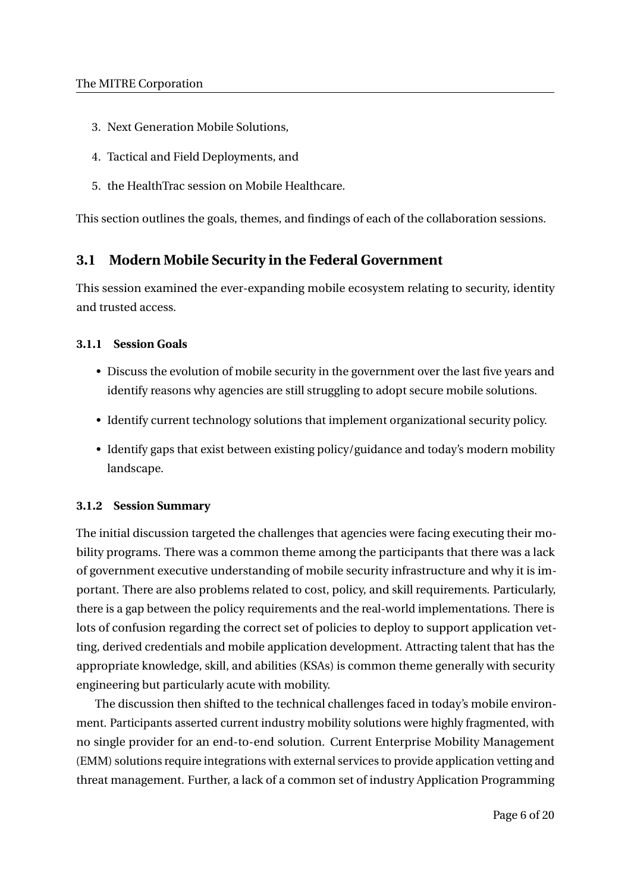3. Next Generation Mobile Solutions,
4. Tactical and Field Deployments, and
5. the HealthTrac session on Mobile Healthcare.

This section outlines the goals, themes, and findings of each of the collaboration sessions.

## 3.1 Modern Mobile Security in the Federal Government

This session examined the ever-expanding mobile ecosystem relating to security, identity and trusted access.

### 3.1.1 Session Goals

- Discuss the evolution of mobile security in the government over the last five years and identify reasons why agencies are still struggling to adopt secure mobile solutions.
- Identify current technology solutions that implement organizational security policy.
- Identify gaps that exist between existing policy/guidance and today's modern mobility landscape.

### 3.1.2 Session Summary

The initial discussion targeted the challenges that agencies were facing executing their mobility programs. There was a common theme among the participants that there was a lack of government executive understanding of mobile security infrastructure and why it is important. There are also problems related to cost, policy, and skill requirements. Particularly, there is a gap between the policy requirements and the real-world implementations. There is lots of confusion regarding the correct set of policies to deploy to support application vetting, derived credentials and mobile application development. Attracting talent that has the appropriate knowledge, skill, and abilities (KSAs) is common theme generally with security engineering but particularly acute with mobility.

The discussion then shifted to the technical challenges faced in today's mobile environment. Participants asserted current industry mobility solutions were highly fragmented, with no single provider for an end-to-end solution. Current Enterprise Mobility Management (EMM) solutions require integrations with external services to provide application vetting and threat management. Further, a lack of a common set of industry Application Programming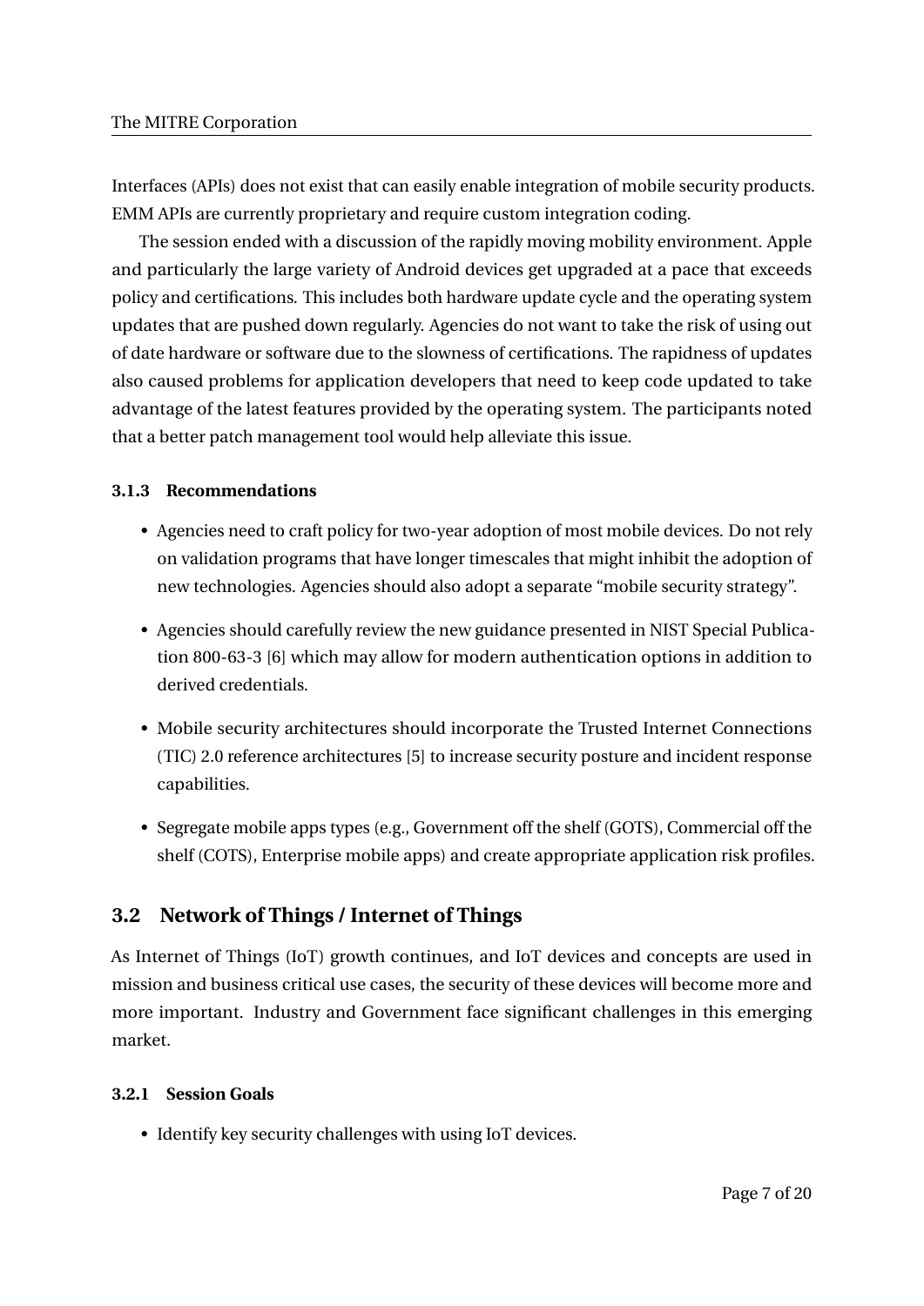Interfaces (APIs) does not exist that can easily enable integration of mobile security products. EMM APIs are currently proprietary and require custom integration coding.

The session ended with a discussion of the rapidly moving mobility environment. Apple and particularly the large variety of Android devices get upgraded at a pace that exceeds policy and certifications. This includes both hardware update cycle and the operating system updates that are pushed down regularly. Agencies do not want to take the risk of using out of date hardware or software due to the slowness of certifications. The rapidness of updates also caused problems for application developers that need to keep code updated to take advantage of the latest features provided by the operating system. The participants noted that a better patch management tool would help alleviate this issue.

### 3.1.3 Recommendations

- Agencies need to craft policy for two-year adoption of most mobile devices. Do not rely on validation programs that have longer timescales that might inhibit the adoption of new technologies. Agencies should also adopt a separate "mobile security strategy".
- Agencies should carefully review the new guidance presented in NIST Special Publication 800-63-3 [6] which may allow for modern authentication options in addition to derived credentials.
- Mobile security architectures should incorporate the Trusted Internet Connections (TIC) 2.0 reference architectures [5] to increase security posture and incident response capabilities.
- Segregate mobile apps types (e.g., Government off the shelf (GOTS), Commercial off the shelf (COTS), Enterprise mobile apps) and create appropriate application risk profiles.

## 3.2 Network of Things / Internet of Things

As Internet of Things (IoT) growth continues, and IoT devices and concepts are used in mission and business critical use cases, the security of these devices will become more and more important. Industry and Government face significant challenges in this emerging market.

### 3.2.1 Session Goals

- Identify key security challenges with using IoT devices.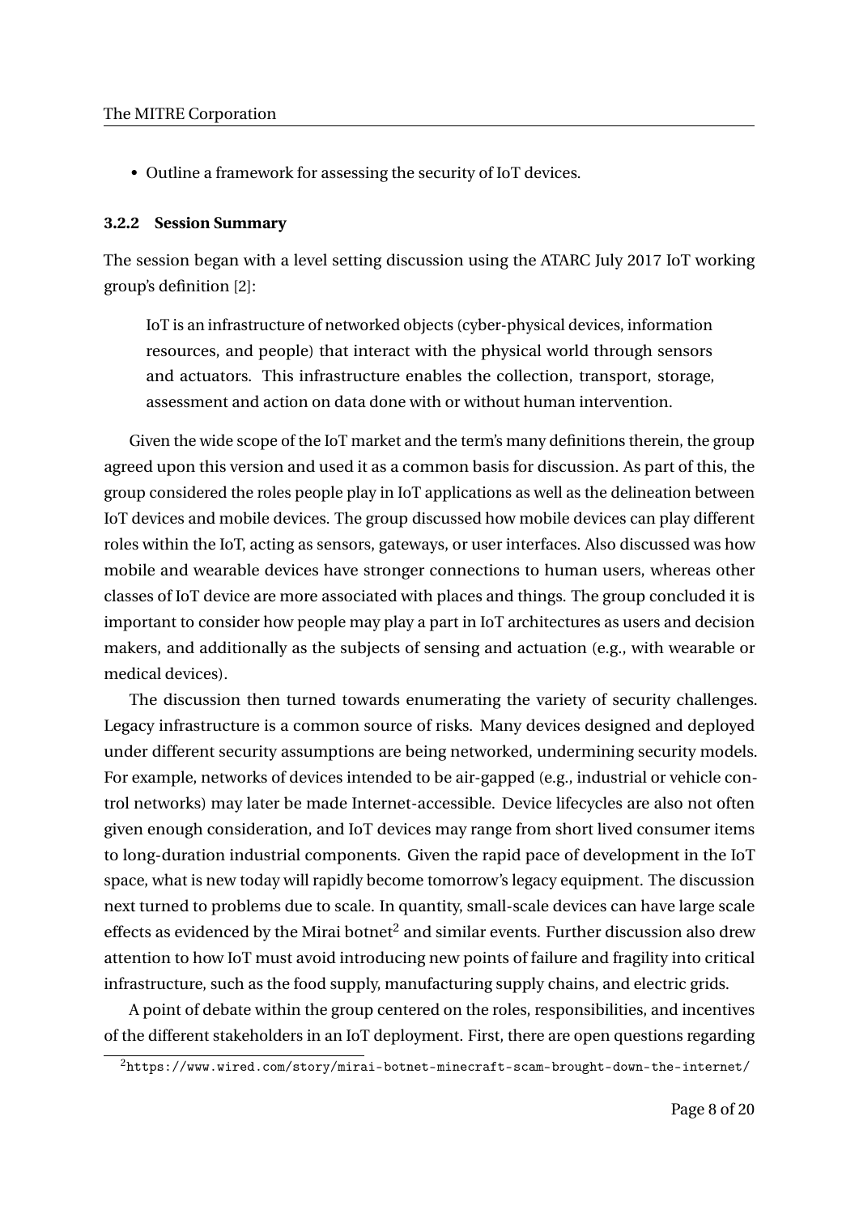- Outline a framework for assessing the security of IoT devices.

#### 3.2.2 Session Summary

The session began with a level setting discussion using the ATARC July 2017 IoT working group's definition [2]:

> IoT is an infrastructure of networked objects (cyber-physical devices, information resources, and people) that interact with the physical world through sensors and actuators. This infrastructure enables the collection, transport, storage, assessment and action on data done with or without human intervention.

Given the wide scope of the IoT market and the term's many definitions therein, the group agreed upon this version and used it as a common basis for discussion. As part of this, the group considered the roles people play in IoT applications as well as the delineation between IoT devices and mobile devices. The group discussed how mobile devices can play different roles within the IoT, acting as sensors, gateways, or user interfaces. Also discussed was how mobile and wearable devices have stronger connections to human users, whereas other classes of IoT device are more associated with places and things. The group concluded it is important to consider how people may play a part in IoT architectures as users and decision makers, and additionally as the subjects of sensing and actuation (e.g., with wearable or medical devices).

The discussion then turned towards enumerating the variety of security challenges. Legacy infrastructure is a common source of risks. Many devices designed and deployed under different security assumptions are being networked, undermining security models. For example, networks of devices intended to be air-gapped (e.g., industrial or vehicle control networks) may later be made Internet-accessible. Device lifecycles are also not often given enough consideration, and IoT devices may range from short lived consumer items to long-duration industrial components. Given the rapid pace of development in the IoT space, what is new today will rapidly become tomorrow's legacy equipment. The discussion next turned to problems due to scale. In quantity, small-scale devices can have large scale effects as evidenced by the Mirai botnet[2] and similar events. Further discussion also drew attention to how IoT must avoid introducing new points of failure and fragility into critical infrastructure, such as the food supply, manufacturing supply chains, and electric grids.

A point of debate within the group centered on the roles, responsibilities, and incentives of the different stakeholders in an IoT deployment. First, there are open questions regarding

[2] https://www.wired.com/story/mirai-botnet-minecraft-scam-brought-down-the-internet/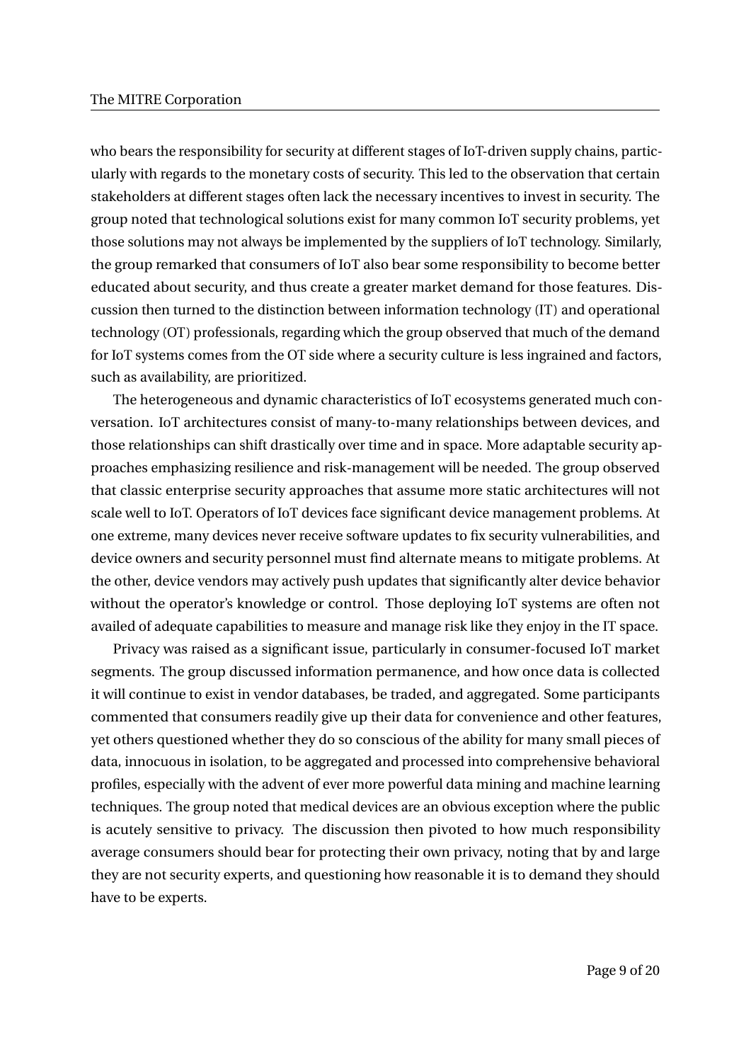who bears the responsibility for security at different stages of IoT-driven supply chains, particularly with regards to the monetary costs of security. This led to the observation that certain stakeholders at different stages often lack the necessary incentives to invest in security. The group noted that technological solutions exist for many common IoT security problems, yet those solutions may not always be implemented by the suppliers of IoT technology. Similarly, the group remarked that consumers of IoT also bear some responsibility to become better educated about security, and thus create a greater market demand for those features. Discussion then turned to the distinction between information technology (IT) and operational technology (OT) professionals, regarding which the group observed that much of the demand for IoT systems comes from the OT side where a security culture is less ingrained and factors, such as availability, are prioritized.

The heterogeneous and dynamic characteristics of IoT ecosystems generated much conversation. IoT architectures consist of many-to-many relationships between devices, and those relationships can shift drastically over time and in space. More adaptable security approaches emphasizing resilience and risk-management will be needed. The group observed that classic enterprise security approaches that assume more static architectures will not scale well to IoT. Operators of IoT devices face significant device management problems. At one extreme, many devices never receive software updates to fix security vulnerabilities, and device owners and security personnel must find alternate means to mitigate problems. At the other, device vendors may actively push updates that significantly alter device behavior without the operator's knowledge or control. Those deploying IoT systems are often not availed of adequate capabilities to measure and manage risk like they enjoy in the IT space.

Privacy was raised as a significant issue, particularly in consumer-focused IoT market segments. The group discussed information permanence, and how once data is collected it will continue to exist in vendor databases, be traded, and aggregated. Some participants commented that consumers readily give up their data for convenience and other features, yet others questioned whether they do so conscious of the ability for many small pieces of data, innocuous in isolation, to be aggregated and processed into comprehensive behavioral profiles, especially with the advent of ever more powerful data mining and machine learning techniques. The group noted that medical devices are an obvious exception where the public is acutely sensitive to privacy. The discussion then pivoted to how much responsibility average consumers should bear for protecting their own privacy, noting that by and large they are not security experts, and questioning how reasonable it is to demand they should have to be experts.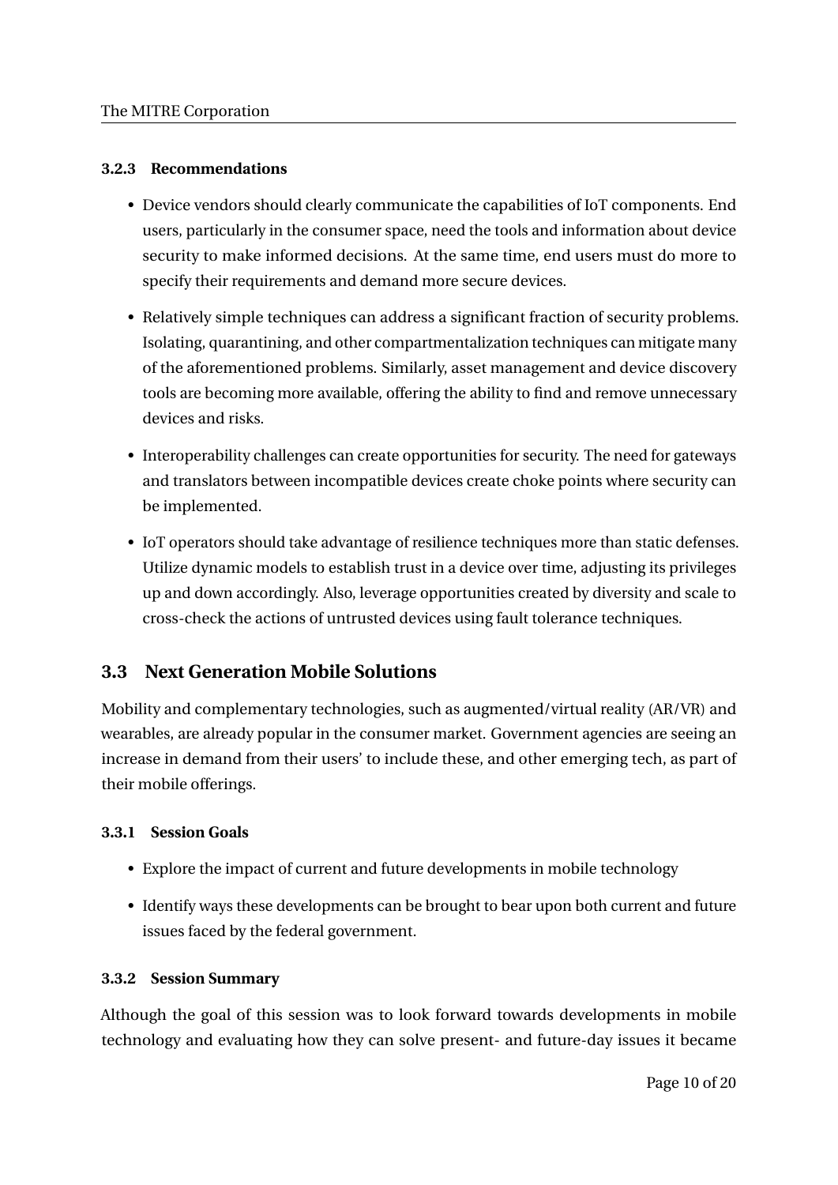#### 3.2.3 Recommendations

- Device vendors should clearly communicate the capabilities of IoT components. End users, particularly in the consumer space, need the tools and information about device security to make informed decisions. At the same time, end users must do more to specify their requirements and demand more secure devices.
- Relatively simple techniques can address a significant fraction of security problems. Isolating, quarantining, and other compartmentalization techniques can mitigate many of the aforementioned problems. Similarly, asset management and device discovery tools are becoming more available, offering the ability to find and remove unnecessary devices and risks.
- Interoperability challenges can create opportunities for security. The need for gateways and translators between incompatible devices create choke points where security can be implemented.
- IoT operators should take advantage of resilience techniques more than static defenses. Utilize dynamic models to establish trust in a device over time, adjusting its privileges up and down accordingly. Also, leverage opportunities created by diversity and scale to cross-check the actions of untrusted devices using fault tolerance techniques.

### 3.3 Next Generation Mobile Solutions

Mobility and complementary technologies, such as augmented/virtual reality (AR/VR) and wearables, are already popular in the consumer market. Government agencies are seeing an increase in demand from their users' to include these, and other emerging tech, as part of their mobile offerings.

#### 3.3.1 Session Goals

- Explore the impact of current and future developments in mobile technology
- Identify ways these developments can be brought to bear upon both current and future issues faced by the federal government.

#### 3.3.2 Session Summary

Although the goal of this session was to look forward towards developments in mobile technology and evaluating how they can solve present- and future-day issues it became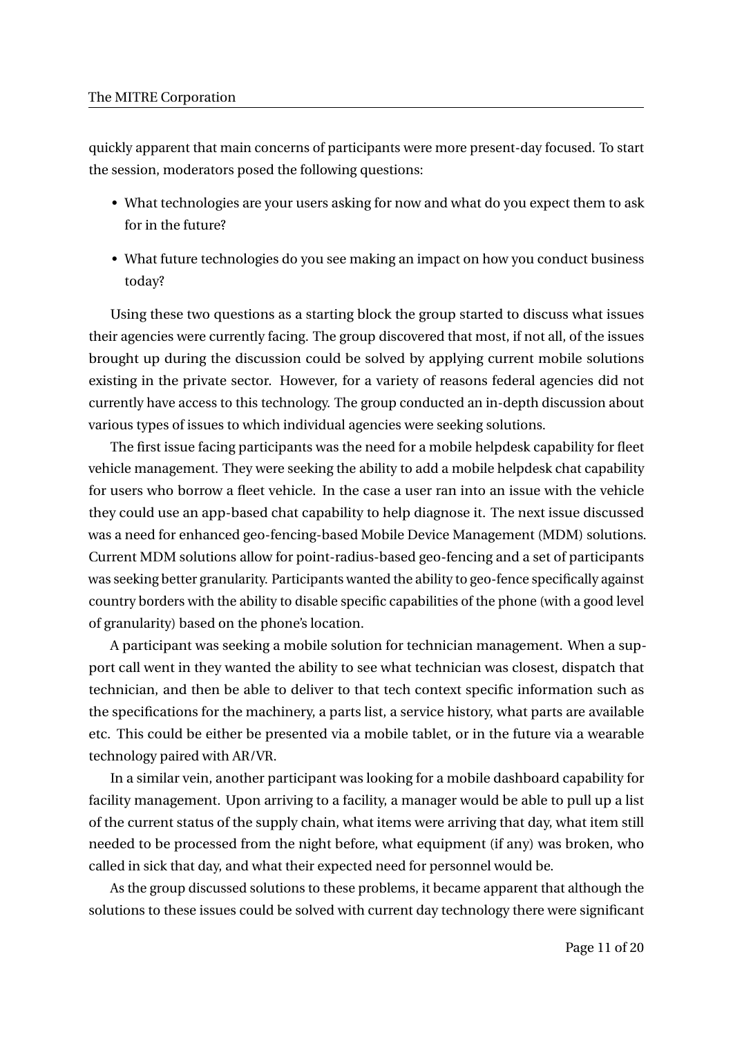quickly apparent that main concerns of participants were more present-day focused. To start the session, moderators posed the following questions:

- What technologies are your users asking for now and what do you expect them to ask for in the future?
- What future technologies do you see making an impact on how you conduct business today?

Using these two questions as a starting block the group started to discuss what issues their agencies were currently facing. The group discovered that most, if not all, of the issues brought up during the discussion could be solved by applying current mobile solutions existing in the private sector. However, for a variety of reasons federal agencies did not currently have access to this technology. The group conducted an in-depth discussion about various types of issues to which individual agencies were seeking solutions.

The first issue facing participants was the need for a mobile helpdesk capability for fleet vehicle management. They were seeking the ability to add a mobile helpdesk chat capability for users who borrow a fleet vehicle. In the case a user ran into an issue with the vehicle they could use an app-based chat capability to help diagnose it. The next issue discussed was a need for enhanced geo-fencing-based Mobile Device Management (MDM) solutions. Current MDM solutions allow for point-radius-based geo-fencing and a set of participants was seeking better granularity. Participants wanted the ability to geo-fence specifically against country borders with the ability to disable specific capabilities of the phone (with a good level of granularity) based on the phone's location.

A participant was seeking a mobile solution for technician management. When a support call went in they wanted the ability to see what technician was closest, dispatch that technician, and then be able to deliver to that tech context specific information such as the specifications for the machinery, a parts list, a service history, what parts are available etc. This could be either be presented via a mobile tablet, or in the future via a wearable technology paired with AR/VR.

In a similar vein, another participant was looking for a mobile dashboard capability for facility management. Upon arriving to a facility, a manager would be able to pull up a list of the current status of the supply chain, what items were arriving that day, what item still needed to be processed from the night before, what equipment (if any) was broken, who called in sick that day, and what their expected need for personnel would be.

As the group discussed solutions to these problems, it became apparent that although the solutions to these issues could be solved with current day technology there were significant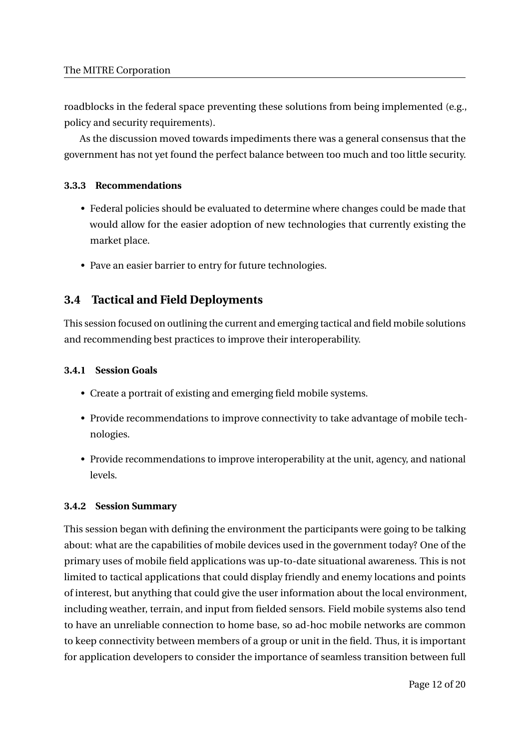roadblocks in the federal space preventing these solutions from being implemented (e.g., policy and security requirements).

As the discussion moved towards impediments there was a general consensus that the government has not yet found the perfect balance between too much and too little security.

#### 3.3.3 Recommendations

- Federal policies should be evaluated to determine where changes could be made that would allow for the easier adoption of new technologies that currently existing the market place.
- Pave an easier barrier to entry for future technologies.

### 3.4 Tactical and Field Deployments

This session focused on outlining the current and emerging tactical and field mobile solutions and recommending best practices to improve their interoperability.

#### 3.4.1 Session Goals

- Create a portrait of existing and emerging field mobile systems.
- Provide recommendations to improve connectivity to take advantage of mobile technologies.
- Provide recommendations to improve interoperability at the unit, agency, and national levels.

#### 3.4.2 Session Summary

This session began with defining the environment the participants were going to be talking about: what are the capabilities of mobile devices used in the government today? One of the primary uses of mobile field applications was up-to-date situational awareness. This is not limited to tactical applications that could display friendly and enemy locations and points of interest, but anything that could give the user information about the local environment, including weather, terrain, and input from fielded sensors. Field mobile systems also tend to have an unreliable connection to home base, so ad-hoc mobile networks are common to keep connectivity between members of a group or unit in the field. Thus, it is important for application developers to consider the importance of seamless transition between full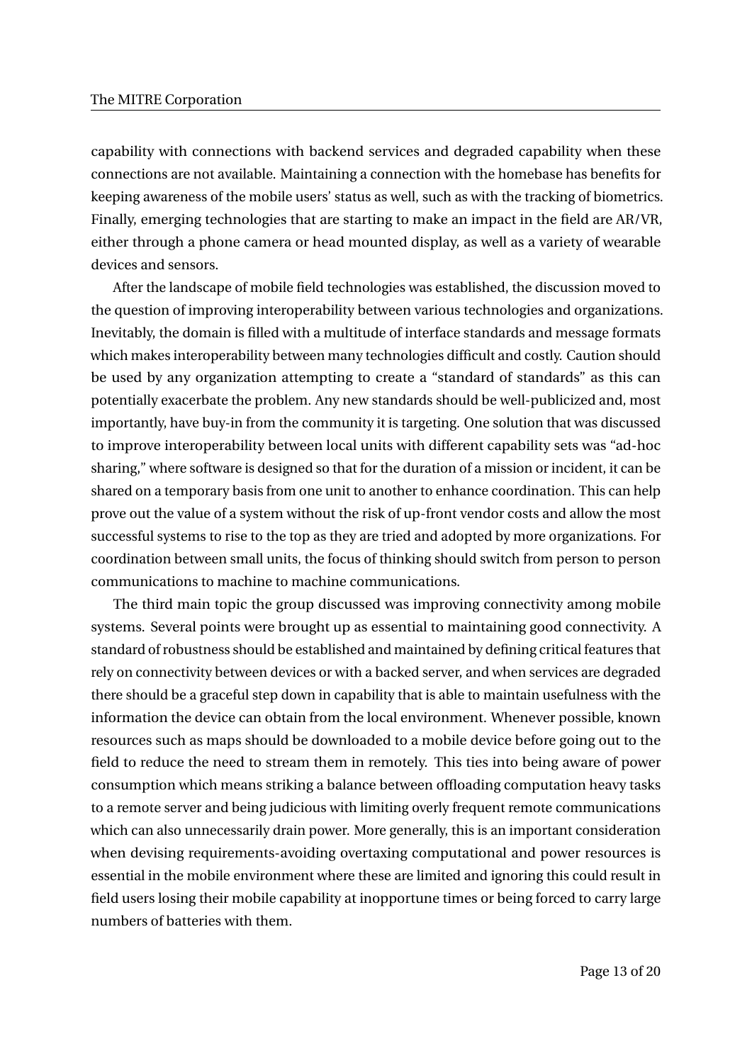capability with connections with backend services and degraded capability when these connections are not available. Maintaining a connection with the homebase has benefits for keeping awareness of the mobile users' status as well, such as with the tracking of biometrics. Finally, emerging technologies that are starting to make an impact in the field are AR/VR, either through a phone camera or head mounted display, as well as a variety of wearable devices and sensors.

After the landscape of mobile field technologies was established, the discussion moved to the question of improving interoperability between various technologies and organizations. Inevitably, the domain is filled with a multitude of interface standards and message formats which makes interoperability between many technologies difficult and costly. Caution should be used by any organization attempting to create a "standard of standards" as this can potentially exacerbate the problem. Any new standards should be well-publicized and, most importantly, have buy-in from the community it is targeting. One solution that was discussed to improve interoperability between local units with different capability sets was "ad-hoc sharing," where software is designed so that for the duration of a mission or incident, it can be shared on a temporary basis from one unit to another to enhance coordination. This can help prove out the value of a system without the risk of up-front vendor costs and allow the most successful systems to rise to the top as they are tried and adopted by more organizations. For coordination between small units, the focus of thinking should switch from person to person communications to machine to machine communications.

The third main topic the group discussed was improving connectivity among mobile systems. Several points were brought up as essential to maintaining good connectivity. A standard of robustness should be established and maintained by defining critical features that rely on connectivity between devices or with a backed server, and when services are degraded there should be a graceful step down in capability that is able to maintain usefulness with the information the device can obtain from the local environment. Whenever possible, known resources such as maps should be downloaded to a mobile device before going out to the field to reduce the need to stream them in remotely. This ties into being aware of power consumption which means striking a balance between offloading computation heavy tasks to a remote server and being judicious with limiting overly frequent remote communications which can also unnecessarily drain power. More generally, this is an important consideration when devising requirements-avoiding overtaxing computational and power resources is essential in the mobile environment where these are limited and ignoring this could result in field users losing their mobile capability at inopportune times or being forced to carry large numbers of batteries with them.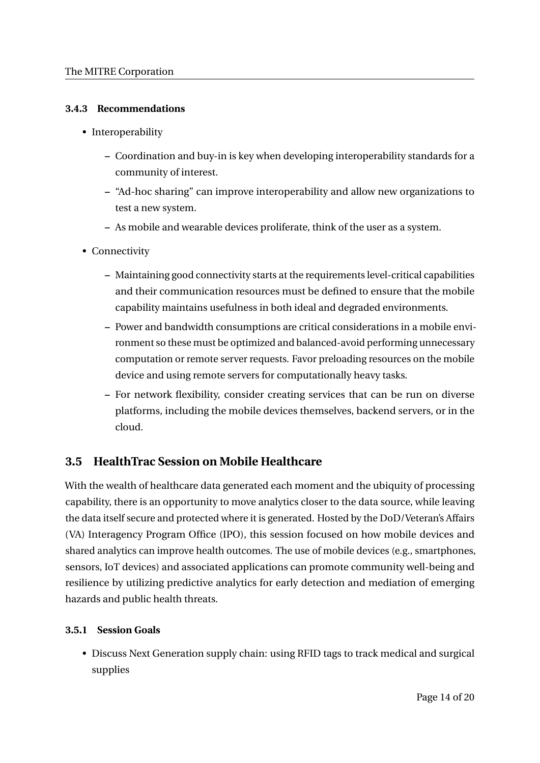#### 3.4.3 Recommendations

- Interoperability
  - Coordination and buy-in is key when developing interoperability standards for a community of interest.
  - "Ad-hoc sharing" can improve interoperability and allow new organizations to test a new system.
  - As mobile and wearable devices proliferate, think of the user as a system.
- Connectivity
  - Maintaining good connectivity starts at the requirements level-critical capabilities and their communication resources must be defined to ensure that the mobile capability maintains usefulness in both ideal and degraded environments.
  - Power and bandwidth consumptions are critical considerations in a mobile environment so these must be optimized and balanced-avoid performing unnecessary computation or remote server requests. Favor preloading resources on the mobile device and using remote servers for computationally heavy tasks.
  - For network flexibility, consider creating services that can be run on diverse platforms, including the mobile devices themselves, backend servers, or in the cloud.

### 3.5 HealthTrac Session on Mobile Healthcare

With the wealth of healthcare data generated each moment and the ubiquity of processing capability, there is an opportunity to move analytics closer to the data source, while leaving the data itself secure and protected where it is generated. Hosted by the DoD/Veteran's Affairs (VA) Interagency Program Office (IPO), this session focused on how mobile devices and shared analytics can improve health outcomes. The use of mobile devices (e.g., smartphones, sensors, IoT devices) and associated applications can promote community well-being and resilience by utilizing predictive analytics for early detection and mediation of emerging hazards and public health threats.

#### 3.5.1 Session Goals

- Discuss Next Generation supply chain: using RFID tags to track medical and surgical supplies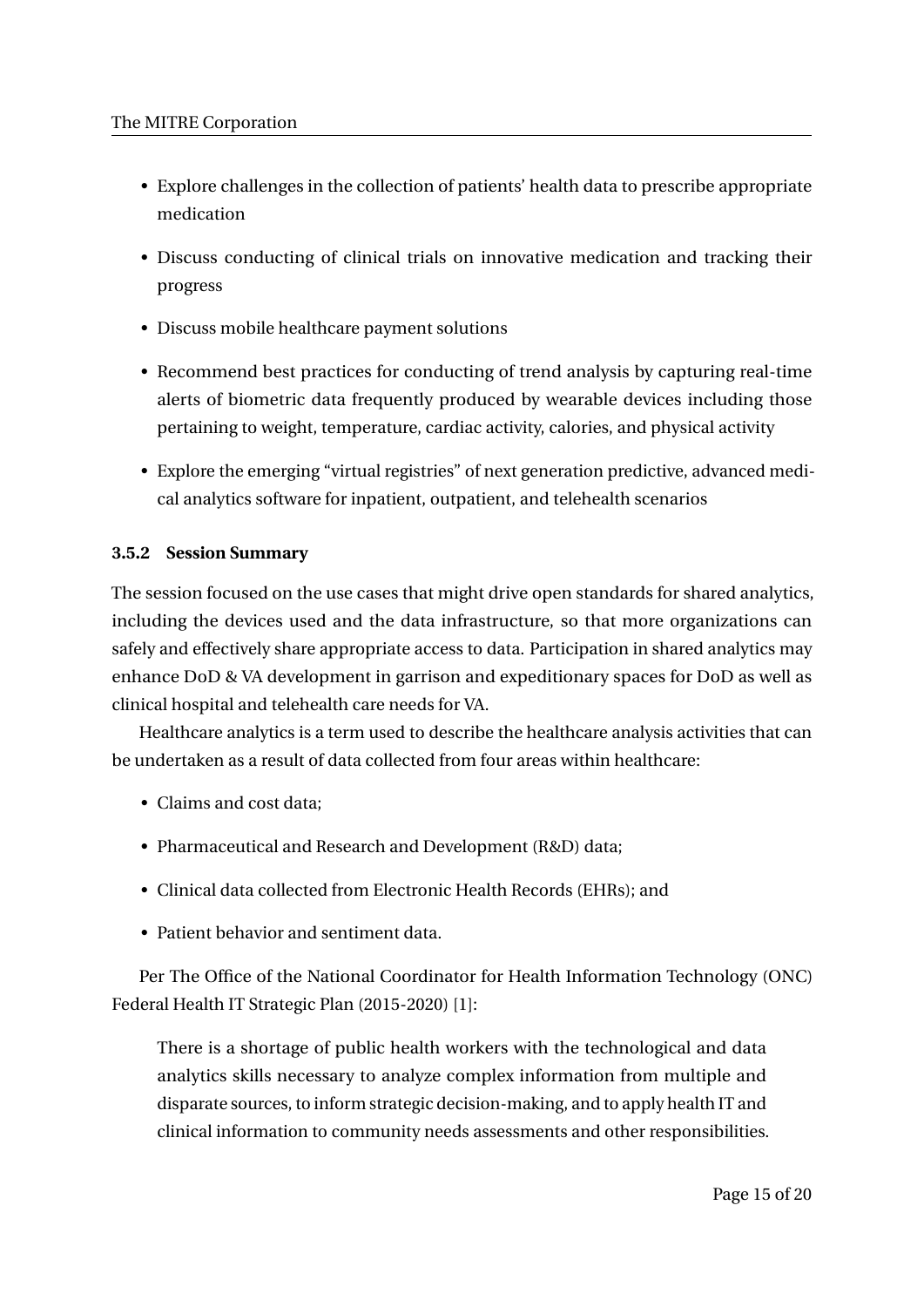- Explore challenges in the collection of patients' health data to prescribe appropriate medication
- Discuss conducting of clinical trials on innovative medication and tracking their progress
- Discuss mobile healthcare payment solutions
- Recommend best practices for conducting of trend analysis by capturing real-time alerts of biometric data frequently produced by wearable devices including those pertaining to weight, temperature, cardiac activity, calories, and physical activity
- Explore the emerging "virtual registries" of next generation predictive, advanced medical analytics software for inpatient, outpatient, and telehealth scenarios

#### 3.5.2 Session Summary

The session focused on the use cases that might drive open standards for shared analytics, including the devices used and the data infrastructure, so that more organizations can safely and effectively share appropriate access to data. Participation in shared analytics may enhance DoD & VA development in garrison and expeditionary spaces for DoD as well as clinical hospital and telehealth care needs for VA.

Healthcare analytics is a term used to describe the healthcare analysis activities that can be undertaken as a result of data collected from four areas within healthcare:

- Claims and cost data;
- Pharmaceutical and Research and Development (R&D) data;
- Clinical data collected from Electronic Health Records (EHRs); and
- Patient behavior and sentiment data.

Per The Office of the National Coordinator for Health Information Technology (ONC) Federal Health IT Strategic Plan (2015-2020) [1]:

> There is a shortage of public health workers with the technological and data analytics skills necessary to analyze complex information from multiple and disparate sources, to inform strategic decision-making, and to apply health IT and clinical information to community needs assessments and other responsibilities.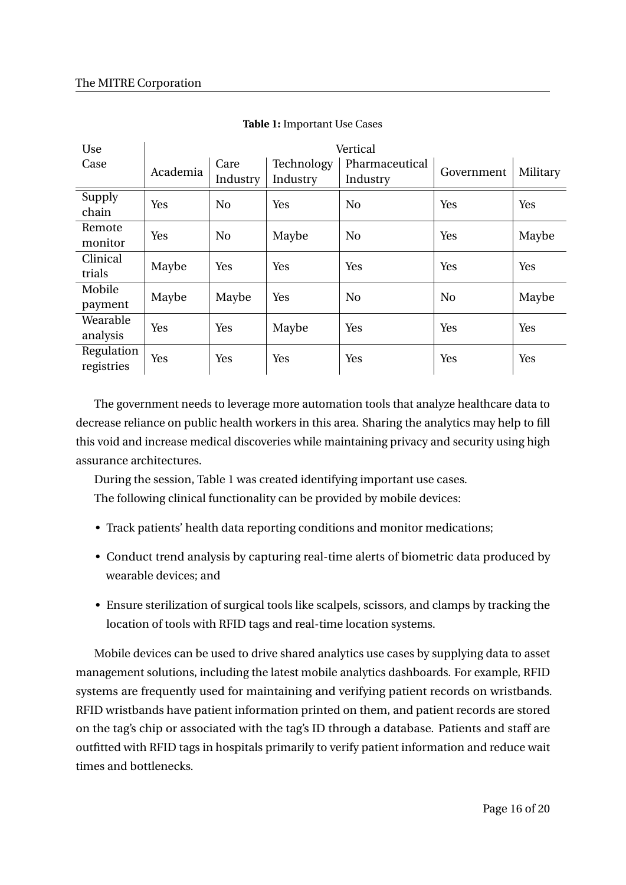**Table 1:** Important Use Cases

| Use Case | Vertical | | | | | |
|---|---|---|---|---|---|---|
| | Academia | Care Industry | Technology Industry | Pharmaceutical Industry | Government | Military |
| Supply chain | Yes | No | Yes | No | Yes | Yes |
| Remote monitor | Yes | No | Maybe | No | Yes | Maybe |
| Clinical trials | Maybe | Yes | Yes | Yes | Yes | Yes |
| Mobile payment | Maybe | Maybe | Yes | No | No | Maybe |
| Wearable analysis | Yes | Yes | Maybe | Yes | Yes | Yes |
| Regulation registries | Yes | Yes | Yes | Yes | Yes | Yes |

The government needs to leverage more automation tools that analyze healthcare data to decrease reliance on public health workers in this area. Sharing the analytics may help to fill this void and increase medical discoveries while maintaining privacy and security using high assurance architectures.

During the session, Table 1 was created identifying important use cases.

The following clinical functionality can be provided by mobile devices:

- Track patients' health data reporting conditions and monitor medications;
- Conduct trend analysis by capturing real-time alerts of biometric data produced by wearable devices; and
- Ensure sterilization of surgical tools like scalpels, scissors, and clamps by tracking the location of tools with RFID tags and real-time location systems.

Mobile devices can be used to drive shared analytics use cases by supplying data to asset management solutions, including the latest mobile analytics dashboards. For example, RFID systems are frequently used for maintaining and verifying patient records on wristbands. RFID wristbands have patient information printed on them, and patient records are stored on the tag's chip or associated with the tag's ID through a database. Patients and staff are outfitted with RFID tags in hospitals primarily to verify patient information and reduce wait times and bottlenecks.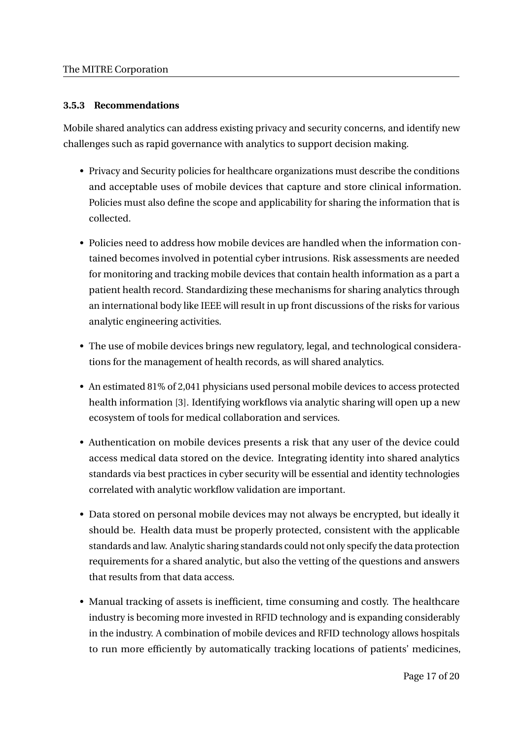### 3.5.3 Recommendations

Mobile shared analytics can address existing privacy and security concerns, and identify new challenges such as rapid governance with analytics to support decision making.

- Privacy and Security policies for healthcare organizations must describe the conditions and acceptable uses of mobile devices that capture and store clinical information. Policies must also define the scope and applicability for sharing the information that is collected.
- Policies need to address how mobile devices are handled when the information contained becomes involved in potential cyber intrusions. Risk assessments are needed for monitoring and tracking mobile devices that contain health information as a part a patient health record. Standardizing these mechanisms for sharing analytics through an international body like IEEE will result in up front discussions of the risks for various analytic engineering activities.
- The use of mobile devices brings new regulatory, legal, and technological considerations for the management of health records, as will shared analytics.
- An estimated 81% of 2,041 physicians used personal mobile devices to access protected health information [3]. Identifying workflows via analytic sharing will open up a new ecosystem of tools for medical collaboration and services.
- Authentication on mobile devices presents a risk that any user of the device could access medical data stored on the device. Integrating identity into shared analytics standards via best practices in cyber security will be essential and identity technologies correlated with analytic workflow validation are important.
- Data stored on personal mobile devices may not always be encrypted, but ideally it should be. Health data must be properly protected, consistent with the applicable standards and law. Analytic sharing standards could not only specify the data protection requirements for a shared analytic, but also the vetting of the questions and answers that results from that data access.
- Manual tracking of assets is inefficient, time consuming and costly. The healthcare industry is becoming more invested in RFID technology and is expanding considerably in the industry. A combination of mobile devices and RFID technology allows hospitals to run more efficiently by automatically tracking locations of patients' medicines,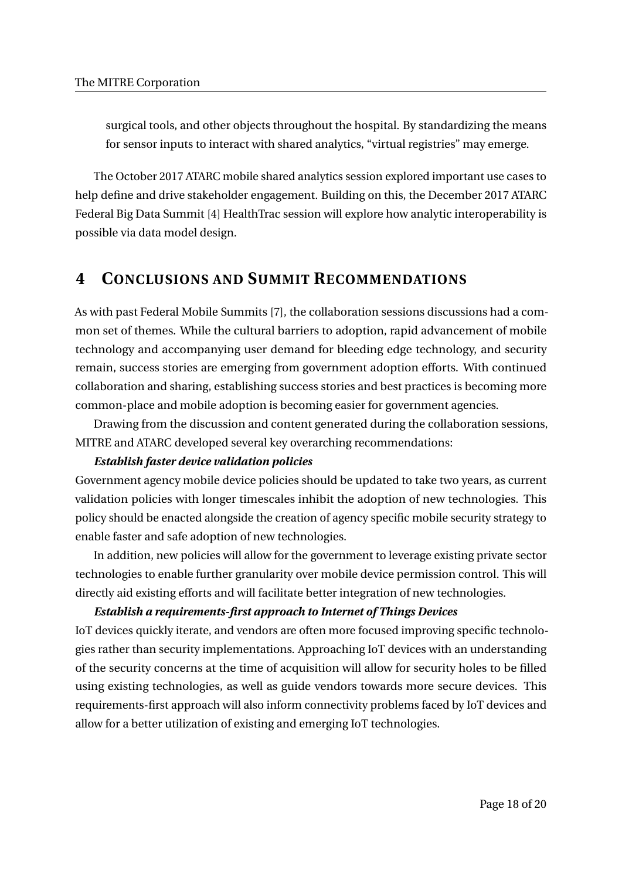surgical tools, and other objects throughout the hospital. By standardizing the means for sensor inputs to interact with shared analytics, "virtual registries" may emerge.

The October 2017 ATARC mobile shared analytics session explored important use cases to help define and drive stakeholder engagement. Building on this, the December 2017 ATARC Federal Big Data Summit [4] HealthTrac session will explore how analytic interoperability is possible via data model design.

# 4 Conclusions and Summit Recommendations

As with past Federal Mobile Summits [7], the collaboration sessions discussions had a common set of themes. While the cultural barriers to adoption, rapid advancement of mobile technology and accompanying user demand for bleeding edge technology, and security remain, success stories are emerging from government adoption efforts. With continued collaboration and sharing, establishing success stories and best practices is becoming more common-place and mobile adoption is becoming easier for government agencies.

Drawing from the discussion and content generated during the collaboration sessions, MITRE and ATARC developed several key overarching recommendations:

***Establish faster device validation policies***

Government agency mobile device policies should be updated to take two years, as current validation policies with longer timescales inhibit the adoption of new technologies. This policy should be enacted alongside the creation of agency specific mobile security strategy to enable faster and safe adoption of new technologies.

In addition, new policies will allow for the government to leverage existing private sector technologies to enable further granularity over mobile device permission control. This will directly aid existing efforts and will facilitate better integration of new technologies.

***Establish a requirements-first approach to Internet of Things Devices***

IoT devices quickly iterate, and vendors are often more focused improving specific technologies rather than security implementations. Approaching IoT devices with an understanding of the security concerns at the time of acquisition will allow for security holes to be filled using existing technologies, as well as guide vendors towards more secure devices. This requirements-first approach will also inform connectivity problems faced by IoT devices and allow for a better utilization of existing and emerging IoT technologies.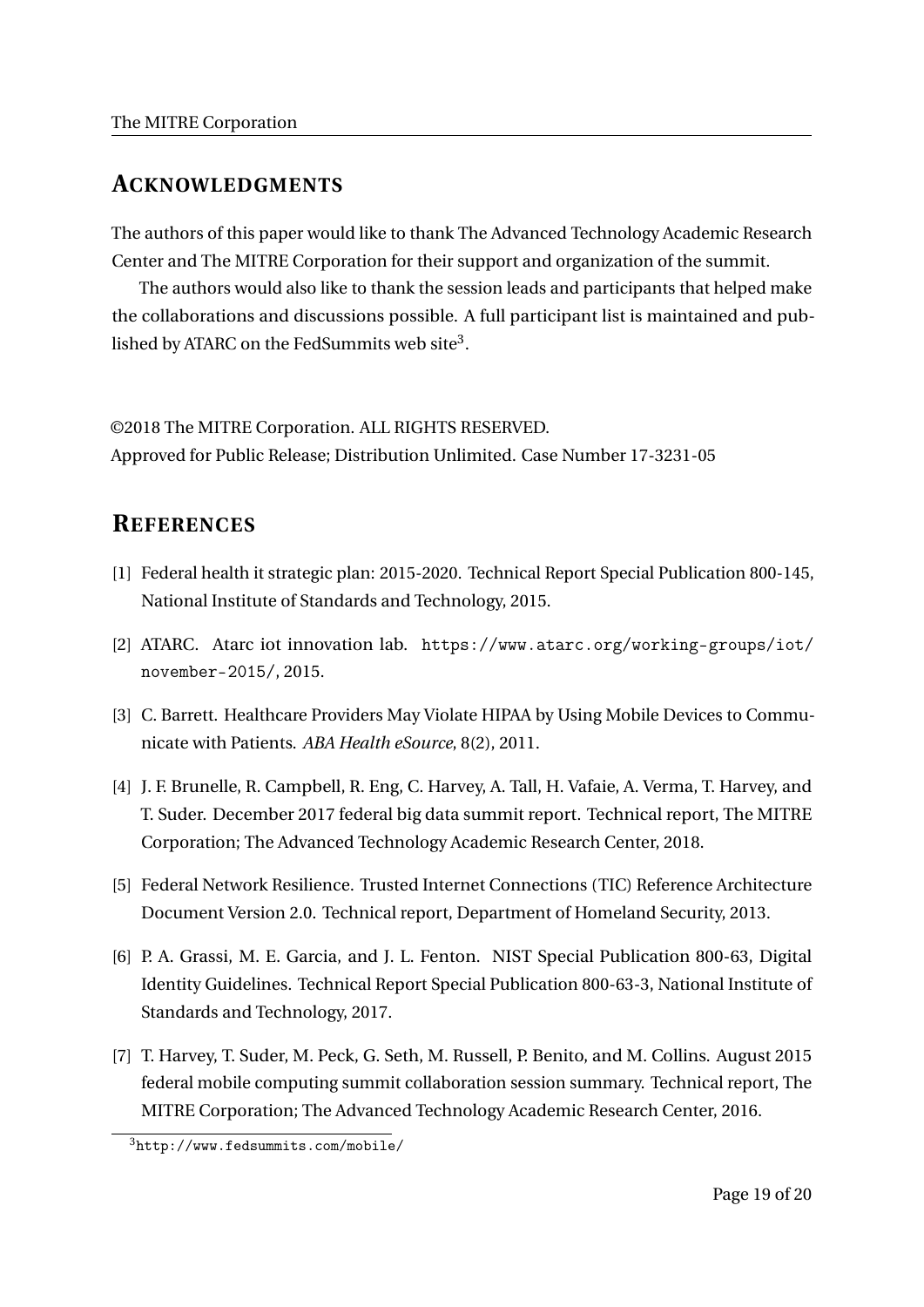## ACKNOWLEDGMENTS

The authors of this paper would like to thank The Advanced Technology Academic Research Center and The MITRE Corporation for their support and organization of the summit.

The authors would also like to thank the session leads and participants that helped make the collaborations and discussions possible. A full participant list is maintained and published by ATARC on the FedSummits web site[3].

©2018 The MITRE Corporation. ALL RIGHTS RESERVED.
Approved for Public Release; Distribution Unlimited. Case Number 17-3231-05

## REFERENCES

[1] Federal health it strategic plan: 2015-2020. Technical Report Special Publication 800-145, National Institute of Standards and Technology, 2015.

[2] ATARC. Atarc iot innovation lab. `https://www.atarc.org/working-groups/iot/november-2015/`, 2015.

[3] C. Barrett. Healthcare Providers May Violate HIPAA by Using Mobile Devices to Communicate with Patients. *ABA Health eSource*, 8(2), 2011.

[4] J. F. Brunelle, R. Campbell, R. Eng, C. Harvey, A. Tall, H. Vafaie, A. Verma, T. Harvey, and T. Suder. December 2017 federal big data summit report. Technical report, The MITRE Corporation; The Advanced Technology Academic Research Center, 2018.

[5] Federal Network Resilience. Trusted Internet Connections (TIC) Reference Architecture Document Version 2.0. Technical report, Department of Homeland Security, 2013.

[6] P. A. Grassi, M. E. Garcia, and J. L. Fenton. NIST Special Publication 800-63, Digital Identity Guidelines. Technical Report Special Publication 800-63-3, National Institute of Standards and Technology, 2017.

[7] T. Harvey, T. Suder, M. Peck, G. Seth, M. Russell, P. Benito, and M. Collins. August 2015 federal mobile computing summit collaboration session summary. Technical report, The MITRE Corporation; The Advanced Technology Academic Research Center, 2016.

[3] `http://www.fedsummits.com/mobile/`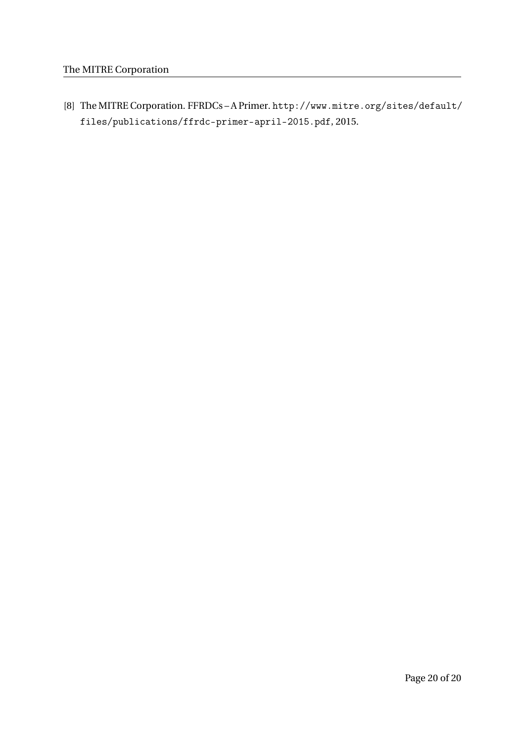[8] The MITRE Corporation. FFRDCs – A Primer. http://www.mitre.org/sites/default/files/publications/ffrdc-primer-april-2015.pdf, 2015.